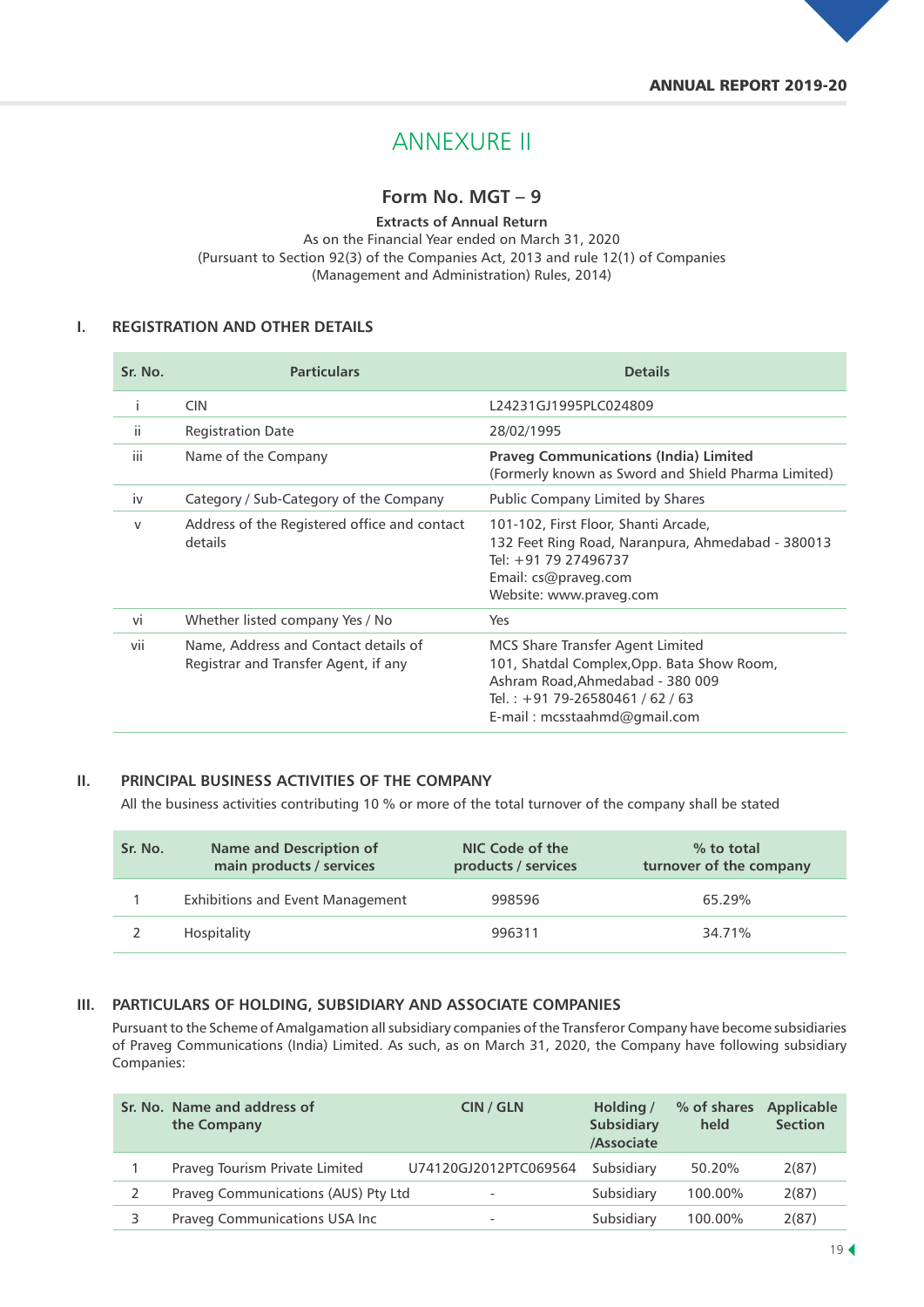# ANNEXURE II

## Form No. MGT – 9

**Extracts of Annual Return**

As on the Financial Year ended on March 31, 2020

(Pursuant to Section 92(3) of the Companies Act, 2013 and rule 12(1) of Companies (Management and Administration) Rules, 2014)

### I. REGISTRATION AND OTHER DETAILS

| Sr. No. | Particulars | Details |
|---|---|---|
| i | CIN | L24231GJ1995PLC024809 |
| ii | Registration Date | 28/02/1995 |
| iii | Name of the Company | **Praveg Communications (India) Limited** (Formerly known as Sword and Shield Pharma Limited) |
| iv | Category / Sub-Category of the Company | Public Company Limited by Shares |
| v | Address of the Registered office and contact details | 101-102, First Floor, Shanti Arcade, 132 Feet Ring Road, Naranpura, Ahmedabad - 380013 Tel: +91 79 27496737 Email: cs@praveg.com Website: www.praveg.com |
| vi | Whether listed company Yes / No | Yes |
| vii | Name, Address and Contact details of Registrar and Transfer Agent, if any | MCS Share Transfer Agent Limited 101, Shatdal Complex,Opp. Bata Show Room, Ashram Road,Ahmedabad - 380 009 Tel. : +91 79-26580461 / 62 / 63 E-mail : mcsstaahmd@gmail.com |

### II. PRINCIPAL BUSINESS ACTIVITIES OF THE COMPANY

All the business activities contributing 10 % or more of the total turnover of the company shall be stated

| Sr. No. | Name and Description of main products / services | NIC Code of the products / services | % to total turnover of the company |
|---|---|---|---|
| 1 | Exhibitions and Event Management | 998596 | 65.29% |
| 2 | Hospitality | 996311 | 34.71% |

### III. PARTICULARS OF HOLDING, SUBSIDIARY AND ASSOCIATE COMPANIES

Pursuant to the Scheme of Amalgamation all subsidiary companies of the Transferor Company have become subsidiaries of Praveg Communications (India) Limited. As such, as on March 31, 2020, the Company have following subsidiary Companies:

| Sr. No. | Name and address of the Company | CIN / GLN | Holding / Subsidiary /Associate | % of shares held | Applicable Section |
|---|---|---|---|---|---|
| 1 | Praveg Tourism Private Limited | U74120GJ2012PTC069564 | Subsidiary | 50.20% | 2(87) |
| 2 | Praveg Communications (AUS) Pty Ltd | - | Subsidiary | 100.00% | 2(87) |
| 3 | Praveg Communications USA Inc | - | Subsidiary | 100.00% | 2(87) |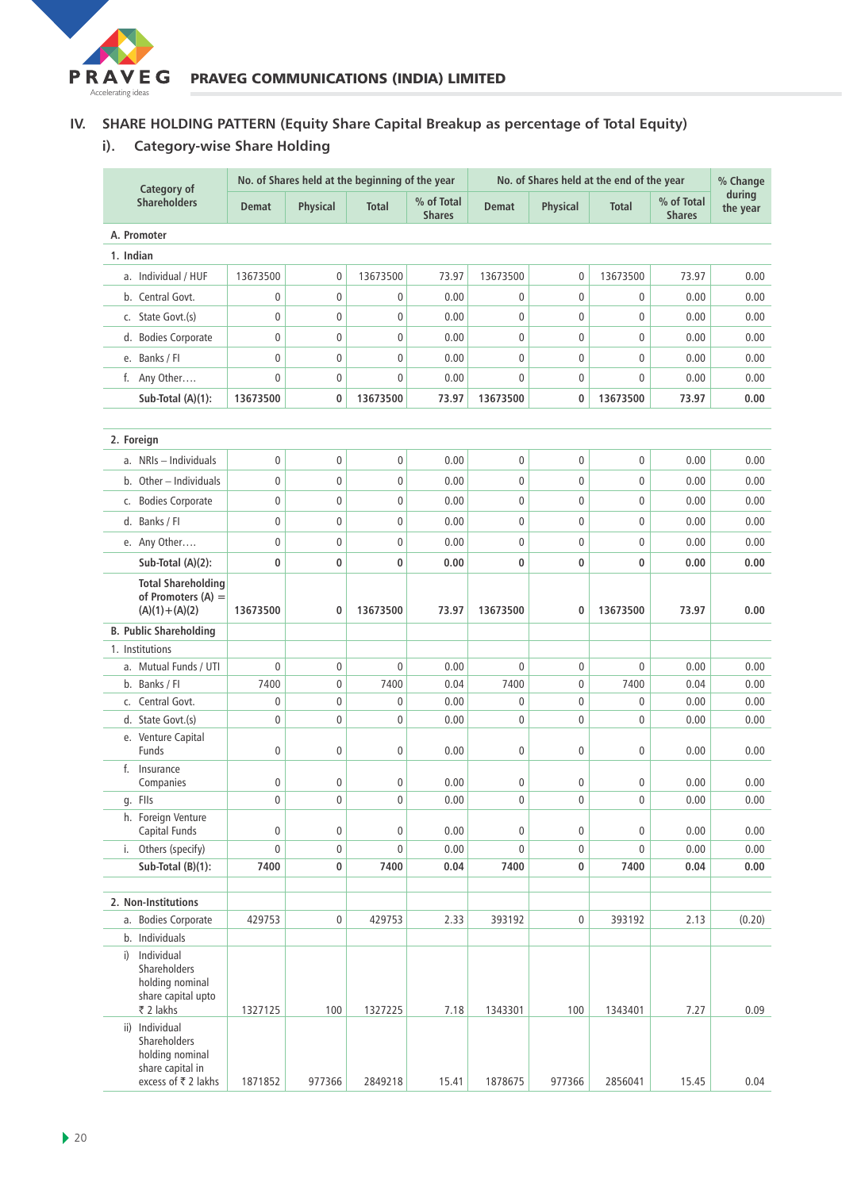## IV. SHARE HOLDING PATTERN (Equity Share Capital Breakup as percentage of Total Equity)

### i). Category-wise Share Holding

| Category of Shareholders | No. of Shares held at the beginning of the year | | | | No. of Shares held at the end of the year | | | | % Change during the year |
|---|---|---|---|---|---|---|---|---|---|
| | Demat | Physical | Total | % of Total Shares | Demat | Physical | Total | % of Total Shares | |
| **A. Promoter** | | | | | | | | | |
| **1. Indian** | | | | | | | | | |
| a. Individual / HUF | 13673500 | 0 | 13673500 | 73.97 | 13673500 | 0 | 13673500 | 73.97 | 0.00 |
| b. Central Govt. | 0 | 0 | 0 | 0.00 | 0 | 0 | 0 | 0.00 | 0.00 |
| c. State Govt.(s) | 0 | 0 | 0 | 0.00 | 0 | 0 | 0 | 0.00 | 0.00 |
| d. Bodies Corporate | 0 | 0 | 0 | 0.00 | 0 | 0 | 0 | 0.00 | 0.00 |
| e. Banks / FI | 0 | 0 | 0 | 0.00 | 0 | 0 | 0 | 0.00 | 0.00 |
| f. Any Other…. | 0 | 0 | 0 | 0.00 | 0 | 0 | 0 | 0.00 | 0.00 |
| **Sub-Total (A)(1):** | **13673500** | **0** | **13673500** | **73.97** | **13673500** | **0** | **13673500** | **73.97** | **0.00** |
| **2. Foreign** | | | | | | | | | |
| a. NRIs – Individuals | 0 | 0 | 0 | 0.00 | 0 | 0 | 0 | 0.00 | 0.00 |
| b. Other – Individuals | 0 | 0 | 0 | 0.00 | 0 | 0 | 0 | 0.00 | 0.00 |
| c. Bodies Corporate | 0 | 0 | 0 | 0.00 | 0 | 0 | 0 | 0.00 | 0.00 |
| d. Banks / FI | 0 | 0 | 0 | 0.00 | 0 | 0 | 0 | 0.00 | 0.00 |
| e. Any Other…. | 0 | 0 | 0 | 0.00 | 0 | 0 | 0 | 0.00 | 0.00 |
| **Sub-Total (A)(2):** | **0** | **0** | **0** | **0.00** | **0** | **0** | **0** | **0.00** | **0.00** |
| **Total Shareholding of Promoters (A) = (A)(1)+(A)(2)** | **13673500** | **0** | **13673500** | **73.97** | **13673500** | **0** | **13673500** | **73.97** | **0.00** |
| **B. Public Shareholding** | | | | | | | | | |
| 1. Institutions | | | | | | | | | |
| a. Mutual Funds / UTI | 0 | 0 | 0 | 0.00 | 0 | 0 | 0 | 0.00 | 0.00 |
| b. Banks / FI | 7400 | 0 | 7400 | 0.04 | 7400 | 0 | 7400 | 0.04 | 0.00 |
| c. Central Govt. | 0 | 0 | 0 | 0.00 | 0 | 0 | 0 | 0.00 | 0.00 |
| d. State Govt.(s) | 0 | 0 | 0 | 0.00 | 0 | 0 | 0 | 0.00 | 0.00 |
| e. Venture Capital Funds | 0 | 0 | 0 | 0.00 | 0 | 0 | 0 | 0.00 | 0.00 |
| f. Insurance Companies | 0 | 0 | 0 | 0.00 | 0 | 0 | 0 | 0.00 | 0.00 |
| g. FIIs | 0 | 0 | 0 | 0.00 | 0 | 0 | 0 | 0.00 | 0.00 |
| h. Foreign Venture Capital Funds | 0 | 0 | 0 | 0.00 | 0 | 0 | 0 | 0.00 | 0.00 |
| i. Others (specify) | 0 | 0 | 0 | 0.00 | 0 | 0 | 0 | 0.00 | 0.00 |
| **Sub-Total (B)(1):** | **7400** | **0** | **7400** | **0.04** | **7400** | **0** | **7400** | **0.04** | **0.00** |
| **2. Non-Institutions** | | | | | | | | | |
| a. Bodies Corporate | 429753 | 0 | 429753 | 2.33 | 393192 | 0 | 393192 | 2.13 | (0.20) |
| b. Individuals | | | | | | | | | |
| i) Individual Shareholders holding nominal share capital upto ₹ 2 lakhs | 1327125 | 100 | 1327225 | 7.18 | 1343301 | 100 | 1343401 | 7.27 | 0.09 |
| ii) Individual Shareholders holding nominal share capital in excess of ₹ 2 lakhs | 1871852 | 977366 | 2849218 | 15.41 | 1878675 | 977366 | 2856041 | 15.45 | 0.04 |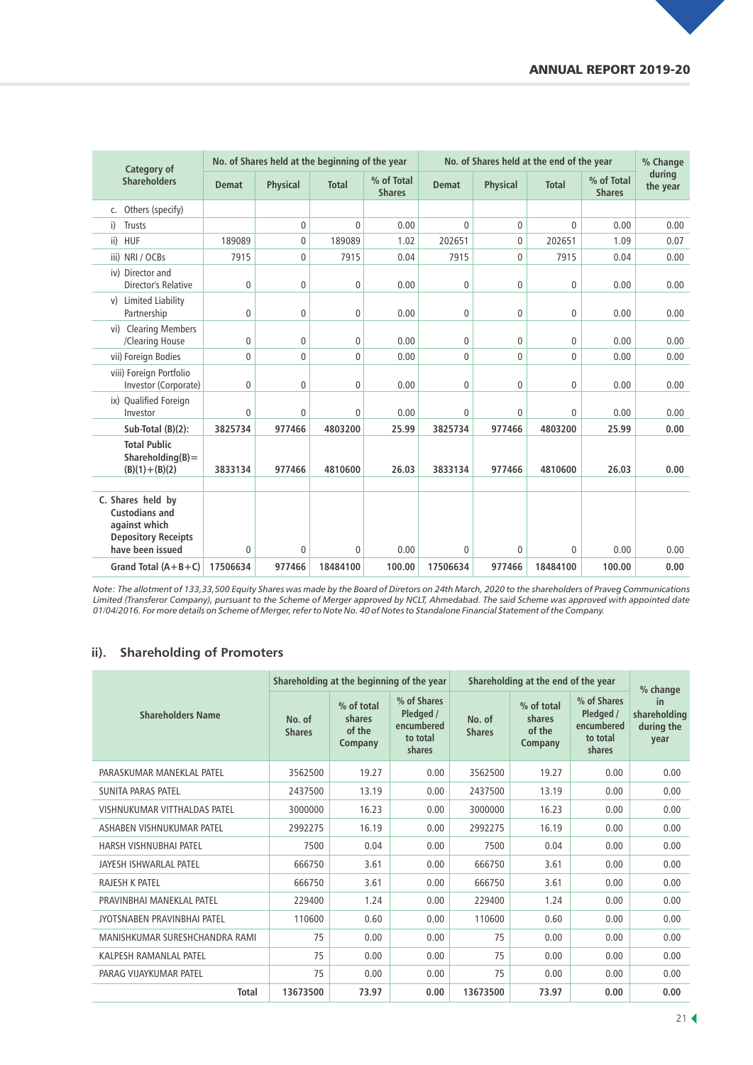| Category of Shareholders | No. of Shares held at the beginning of the year | | | | No. of Shares held at the end of the year | | | | % Change during the year |
|---|---|---|---|---|---|---|---|---|---|
| | Demat | Physical | Total | % of Total Shares | Demat | Physical | Total | % of Total Shares | |
| c. Others (specify) | | | | | | | | | |
| i) Trusts | | 0 | 0 | 0.00 | 0 | 0 | 0 | 0.00 | 0.00 |
| ii) HUF | 189089 | 0 | 189089 | 1.02 | 202651 | 0 | 202651 | 1.09 | 0.07 |
| iii) NRI / OCBs | 7915 | 0 | 7915 | 0.04 | 7915 | 0 | 7915 | 0.04 | 0.00 |
| iv) Director and Director's Relative | 0 | 0 | 0 | 0.00 | 0 | 0 | 0 | 0.00 | 0.00 |
| v) Limited Liability Partnership | 0 | 0 | 0 | 0.00 | 0 | 0 | 0 | 0.00 | 0.00 |
| vi) Clearing Members /Clearing House | 0 | 0 | 0 | 0.00 | 0 | 0 | 0 | 0.00 | 0.00 |
| vii) Foreign Bodies | 0 | 0 | 0 | 0.00 | 0 | 0 | 0 | 0.00 | 0.00 |
| viii) Foreign Portfolio Investor (Corporate) | 0 | 0 | 0 | 0.00 | 0 | 0 | 0 | 0.00 | 0.00 |
| ix) Qualified Foreign Investor | 0 | 0 | 0 | 0.00 | 0 | 0 | 0 | 0.00 | 0.00 |
| **Sub-Total (B)(2):** | **3825734** | **977466** | **4803200** | **25.99** | **3825734** | **977466** | **4803200** | **25.99** | **0.00** |
| **Total Public Shareholding(B)= (B)(1)+(B)(2)** | **3833134** | **977466** | **4810600** | **26.03** | **3833134** | **977466** | **4810600** | **26.03** | **0.00** |
| **C. Shares held by Custodians and against which Depository Receipts have been issued** | 0 | 0 | 0 | 0.00 | 0 | 0 | 0 | 0.00 | 0.00 |
| **Grand Total (A+B+C)** | **17506634** | **977466** | **18484100** | **100.00** | **17506634** | **977466** | **18484100** | **100.00** | **0.00** |

*Note: The allotment of 133,33,500 Equity Shares was made by the Board of Diretors on 24th March, 2020 to the shareholders of Praveg Communications Limited (Transferor Company), pursuant to the Scheme of Merger approved by NCLT, Ahmedabad. The said Scheme was approved with appointed date 01/04/2016. For more details on Scheme of Merger, refer to Note No. 40 of Notes to Standalone Financial Statement of the Company.*

## ii). Shareholding of Promoters

| Shareholders Name | Shareholding at the beginning of the year | | | Shareholding at the end of the year | | | % change in shareholding during the year |
|---|---|---|---|---|---|---|---|
| | No. of Shares | % of total shares of the Company | % of Shares Pledged / encumbered to total shares | No. of Shares | % of total shares of the Company | % of Shares Pledged / encumbered to total shares | |
| PARASKUMAR MANEKLAL PATEL | 3562500 | 19.27 | 0.00 | 3562500 | 19.27 | 0.00 | 0.00 |
| SUNITA PARAS PATEL | 2437500 | 13.19 | 0.00 | 2437500 | 13.19 | 0.00 | 0.00 |
| VISHNUKUMAR VITTHALDAS PATEL | 3000000 | 16.23 | 0.00 | 3000000 | 16.23 | 0.00 | 0.00 |
| ASHABEN VISHNUKUMAR PATEL | 2992275 | 16.19 | 0.00 | 2992275 | 16.19 | 0.00 | 0.00 |
| HARSH VISHNUBHAI PATEL | 7500 | 0.04 | 0.00 | 7500 | 0.04 | 0.00 | 0.00 |
| JAYESH ISHWARLAL PATEL | 666750 | 3.61 | 0.00 | 666750 | 3.61 | 0.00 | 0.00 |
| RAJESH K PATEL | 666750 | 3.61 | 0.00 | 666750 | 3.61 | 0.00 | 0.00 |
| PRAVINBHAI MANEKLAL PATEL | 229400 | 1.24 | 0.00 | 229400 | 1.24 | 0.00 | 0.00 |
| JYOTSNABEN PRAVINBHAI PATEL | 110600 | 0.60 | 0.00 | 110600 | 0.60 | 0.00 | 0.00 |
| MANISHKUMAR SURESHCHANDRA RAMI | 75 | 0.00 | 0.00 | 75 | 0.00 | 0.00 | 0.00 |
| KALPESH RAMANLAL PATEL | 75 | 0.00 | 0.00 | 75 | 0.00 | 0.00 | 0.00 |
| PARAG VIJAYKUMAR PATEL | 75 | 0.00 | 0.00 | 75 | 0.00 | 0.00 | 0.00 |
| **Total** | **13673500** | **73.97** | **0.00** | **13673500** | **73.97** | **0.00** | **0.00** |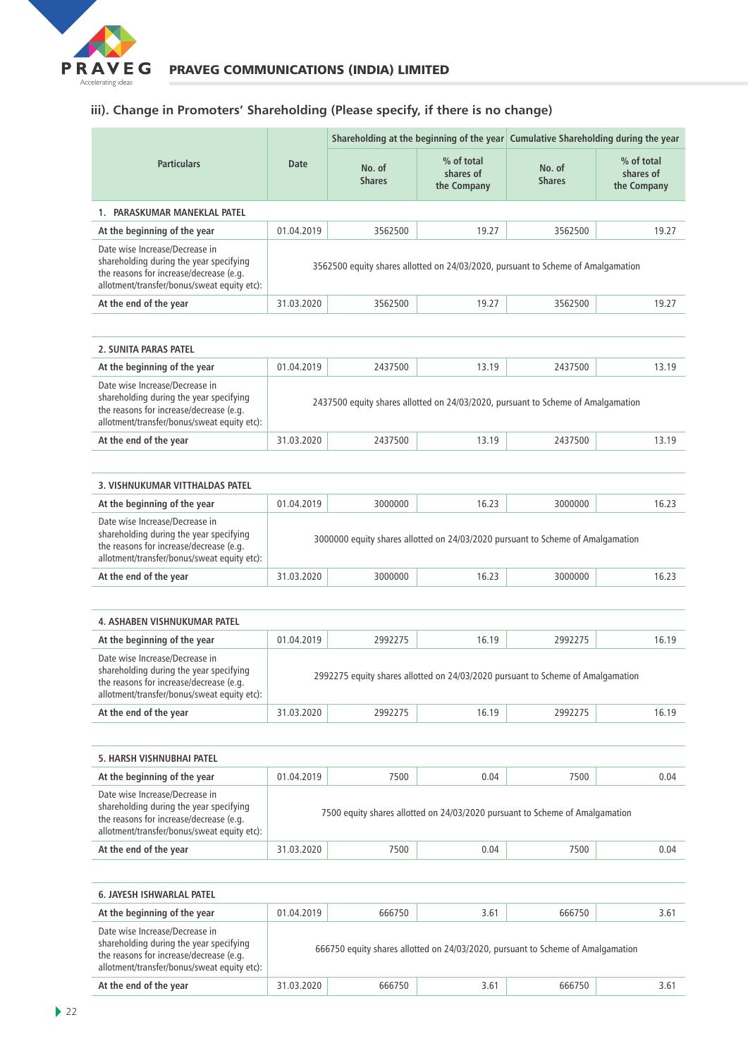### iii). Change in Promoters' Shareholding (Please specify, if there is no change)

| Particulars | Date | Shareholding at the beginning of the year | | Cumulative Shareholding during the year | |
|---|---|---|---|---|---|
| | | No. of Shares | % of total shares of the Company | No. of Shares | % of total shares of the Company |
| **1. PARASKUMAR MANEKLAL PATEL** | | | | | |
| **At the beginning of the year** | 01.04.2019 | 3562500 | 19.27 | 3562500 | 19.27 |
| Date wise Increase/Decrease in shareholding during the year specifying the reasons for increase/decrease (e.g. allotment/transfer/bonus/sweat equity etc): | 3562500 equity shares allotted on 24/03/2020, pursuant to Scheme of Amalgamation | | | | |
| **At the end of the year** | 31.03.2020 | 3562500 | 19.27 | 3562500 | 19.27 |
| **2. SUNITA PARAS PATEL** | | | | | |
| **At the beginning of the year** | 01.04.2019 | 2437500 | 13.19 | 2437500 | 13.19 |
| Date wise Increase/Decrease in shareholding during the year specifying the reasons for increase/decrease (e.g. allotment/transfer/bonus/sweat equity etc): | 2437500 equity shares allotted on 24/03/2020, pursuant to Scheme of Amalgamation | | | | |
| **At the end of the year** | 31.03.2020 | 2437500 | 13.19 | 2437500 | 13.19 |
| **3. VISHNUKUMAR VITTHALDAS PATEL** | | | | | |
| **At the beginning of the year** | 01.04.2019 | 3000000 | 16.23 | 3000000 | 16.23 |
| Date wise Increase/Decrease in shareholding during the year specifying the reasons for increase/decrease (e.g. allotment/transfer/bonus/sweat equity etc): | 3000000 equity shares allotted on 24/03/2020 pursuant to Scheme of Amalgamation | | | | |
| **At the end of the year** | 31.03.2020 | 3000000 | 16.23 | 3000000 | 16.23 |
| **4. ASHABEN VISHNUKUMAR PATEL** | | | | | |
| **At the beginning of the year** | 01.04.2019 | 2992275 | 16.19 | 2992275 | 16.19 |
| Date wise Increase/Decrease in shareholding during the year specifying the reasons for increase/decrease (e.g. allotment/transfer/bonus/sweat equity etc): | 2992275 equity shares allotted on 24/03/2020 pursuant to Scheme of Amalgamation | | | | |
| **At the end of the year** | 31.03.2020 | 2992275 | 16.19 | 2992275 | 16.19 |
| **5. HARSH VISHNUBHAI PATEL** | | | | | |
| **At the beginning of the year** | 01.04.2019 | 7500 | 0.04 | 7500 | 0.04 |
| Date wise Increase/Decrease in shareholding during the year specifying the reasons for increase/decrease (e.g. allotment/transfer/bonus/sweat equity etc): | 7500 equity shares allotted on 24/03/2020 pursuant to Scheme of Amalgamation | | | | |
| **At the end of the year** | 31.03.2020 | 7500 | 0.04 | 7500 | 0.04 |
| **6. JAYESH ISHWARLAL PATEL** | | | | | |
| **At the beginning of the year** | 01.04.2019 | 666750 | 3.61 | 666750 | 3.61 |
| Date wise Increase/Decrease in shareholding during the year specifying the reasons for increase/decrease (e.g. allotment/transfer/bonus/sweat equity etc): | 666750 equity shares allotted on 24/03/2020, pursuant to Scheme of Amalgamation | | | | |
| **At the end of the year** | 31.03.2020 | 666750 | 3.61 | 666750 | 3.61 |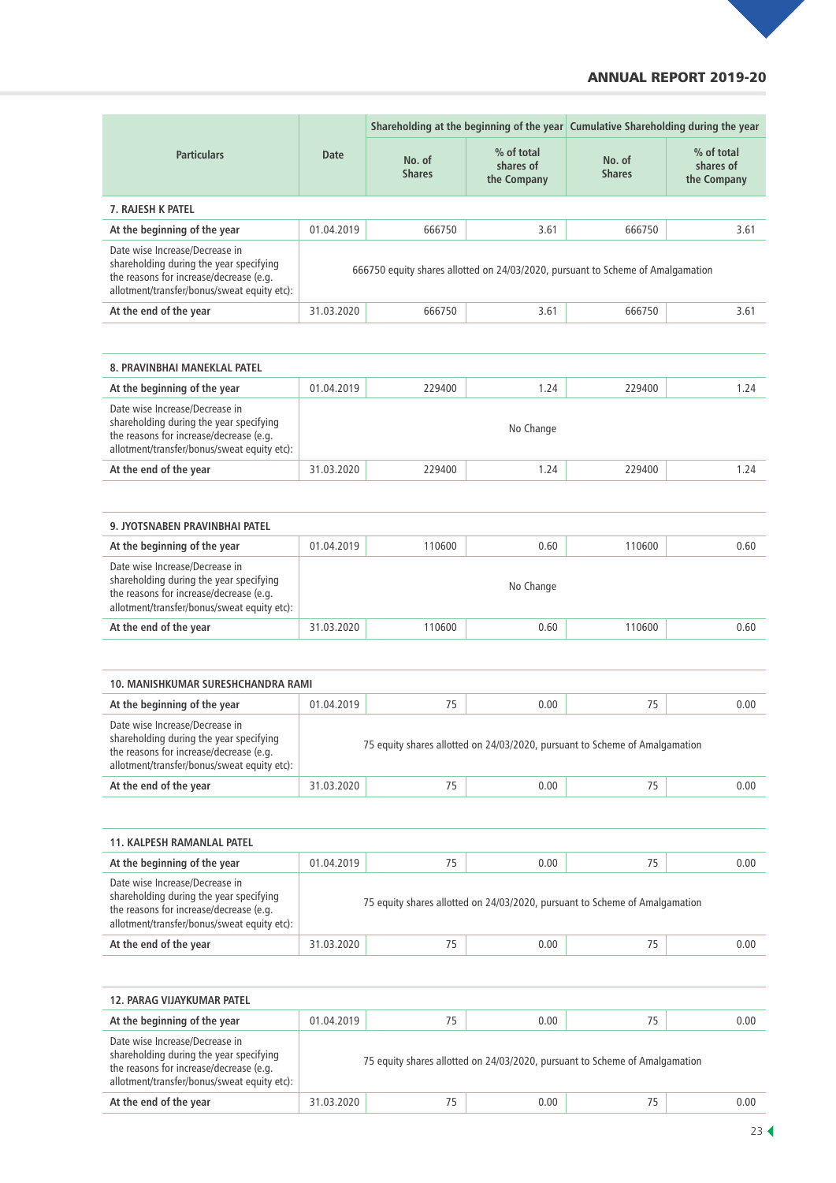| Particulars | Date | Shareholding at the beginning of the year | | Cumulative Shareholding during the year | |
|---|---|---|---|---|---|
| | | No. of Shares | % of total shares of the Company | No. of Shares | % of total shares of the Company |
| **7. RAJESH K PATEL** | | | | | |
| At the beginning of the year | 01.04.2019 | 666750 | 3.61 | 666750 | 3.61 |
| Date wise Increase/Decrease in shareholding during the year specifying the reasons for increase/decrease (e.g. allotment/transfer/bonus/sweat equity etc): | 666750 equity shares allotted on 24/03/2020, pursuant to Scheme of Amalgamation | | | | |
| At the end of the year | 31.03.2020 | 666750 | 3.61 | 666750 | 3.61 |
| **8. PRAVINBHAI MANEKLAL PATEL** | | | | | |
| At the beginning of the year | 01.04.2019 | 229400 | 1.24 | 229400 | 1.24 |
| Date wise Increase/Decrease in shareholding during the year specifying the reasons for increase/decrease (e.g. allotment/transfer/bonus/sweat equity etc): | No Change | | | | |
| At the end of the year | 31.03.2020 | 229400 | 1.24 | 229400 | 1.24 |
| **9. JYOTSNABEN PRAVINBHAI PATEL** | | | | | |
| At the beginning of the year | 01.04.2019 | 110600 | 0.60 | 110600 | 0.60 |
| Date wise Increase/Decrease in shareholding during the year specifying the reasons for increase/decrease (e.g. allotment/transfer/bonus/sweat equity etc): | No Change | | | | |
| At the end of the year | 31.03.2020 | 110600 | 0.60 | 110600 | 0.60 |
| **10. MANISHKUMAR SURESHCHANDRA RAMI** | | | | | |
| At the beginning of the year | 01.04.2019 | 75 | 0.00 | 75 | 0.00 |
| Date wise Increase/Decrease in shareholding during the year specifying the reasons for increase/decrease (e.g. allotment/transfer/bonus/sweat equity etc): | 75 equity shares allotted on 24/03/2020, pursuant to Scheme of Amalgamation | | | | |
| At the end of the year | 31.03.2020 | 75 | 0.00 | 75 | 0.00 |
| **11. KALPESH RAMANLAL PATEL** | | | | | |
| At the beginning of the year | 01.04.2019 | 75 | 0.00 | 75 | 0.00 |
| Date wise Increase/Decrease in shareholding during the year specifying the reasons for increase/decrease (e.g. allotment/transfer/bonus/sweat equity etc): | 75 equity shares allotted on 24/03/2020, pursuant to Scheme of Amalgamation | | | | |
| At the end of the year | 31.03.2020 | 75 | 0.00 | 75 | 0.00 |
| **12. PARAG VIJAYKUMAR PATEL** | | | | | |
| At the beginning of the year | 01.04.2019 | 75 | 0.00 | 75 | 0.00 |
| Date wise Increase/Decrease in shareholding during the year specifying the reasons for increase/decrease (e.g. allotment/transfer/bonus/sweat equity etc): | 75 equity shares allotted on 24/03/2020, pursuant to Scheme of Amalgamation | | | | |
| At the end of the year | 31.03.2020 | 75 | 0.00 | 75 | 0.00 |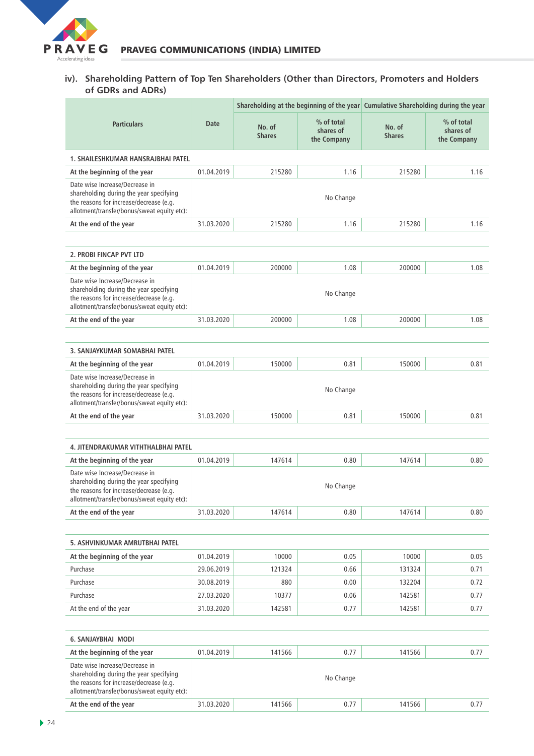### iv). Shareholding Pattern of Top Ten Shareholders (Other than Directors, Promoters and Holders of GDRs and ADRs)

| Particulars | Date | Shareholding at the beginning of the year | | Cumulative Shareholding during the year | |
|---|---|---|---|---|---|
| | | No. of Shares | % of total shares of the Company | No. of Shares | % of total shares of the Company |
| **1. SHAILESHKUMAR HANSRAJBHAI PATEL** | | | | | |
| **At the beginning of the year** | 01.04.2019 | 215280 | 1.16 | 215280 | 1.16 |
| Date wise Increase/Decrease in shareholding during the year specifying the reasons for increase/decrease (e.g. allotment/transfer/bonus/sweat equity etc): | | | No Change | | |
| **At the end of the year** | 31.03.2020 | 215280 | 1.16 | 215280 | 1.16 |
| **2. PROBI FINCAP PVT LTD** | | | | | |
| **At the beginning of the year** | 01.04.2019 | 200000 | 1.08 | 200000 | 1.08 |
| Date wise Increase/Decrease in shareholding during the year specifying the reasons for increase/decrease (e.g. allotment/transfer/bonus/sweat equity etc): | | | No Change | | |
| **At the end of the year** | 31.03.2020 | 200000 | 1.08 | 200000 | 1.08 |
| **3. SANJAYKUMAR SOMABHAI PATEL** | | | | | |
| **At the beginning of the year** | 01.04.2019 | 150000 | 0.81 | 150000 | 0.81 |
| Date wise Increase/Decrease in shareholding during the year specifying the reasons for increase/decrease (e.g. allotment/transfer/bonus/sweat equity etc): | | | No Change | | |
| **At the end of the year** | 31.03.2020 | 150000 | 0.81 | 150000 | 0.81 |
| **4. JITENDRAKUMAR VITHTHALBHAI PATEL** | | | | | |
| **At the beginning of the year** | 01.04.2019 | 147614 | 0.80 | 147614 | 0.80 |
| Date wise Increase/Decrease in shareholding during the year specifying the reasons for increase/decrease (e.g. allotment/transfer/bonus/sweat equity etc): | | | No Change | | |
| **At the end of the year** | 31.03.2020 | 147614 | 0.80 | 147614 | 0.80 |
| **5. ASHVINKUMAR AMRUTBHAI PATEL** | | | | | |
| **At the beginning of the year** | 01.04.2019 | 10000 | 0.05 | 10000 | 0.05 |
| Purchase | 29.06.2019 | 121324 | 0.66 | 131324 | 0.71 |
| Purchase | 30.08.2019 | 880 | 0.00 | 132204 | 0.72 |
| Purchase | 27.03.2020 | 10377 | 0.06 | 142581 | 0.77 |
| At the end of the year | 31.03.2020 | 142581 | 0.77 | 142581 | 0.77 |
| **6. SANJAYBHAI MODI** | | | | | |
| **At the beginning of the year** | 01.04.2019 | 141566 | 0.77 | 141566 | 0.77 |
| Date wise Increase/Decrease in shareholding during the year specifying the reasons for increase/decrease (e.g. allotment/transfer/bonus/sweat equity etc): | | | No Change | | |
| **At the end of the year** | 31.03.2020 | 141566 | 0.77 | 141566 | 0.77 |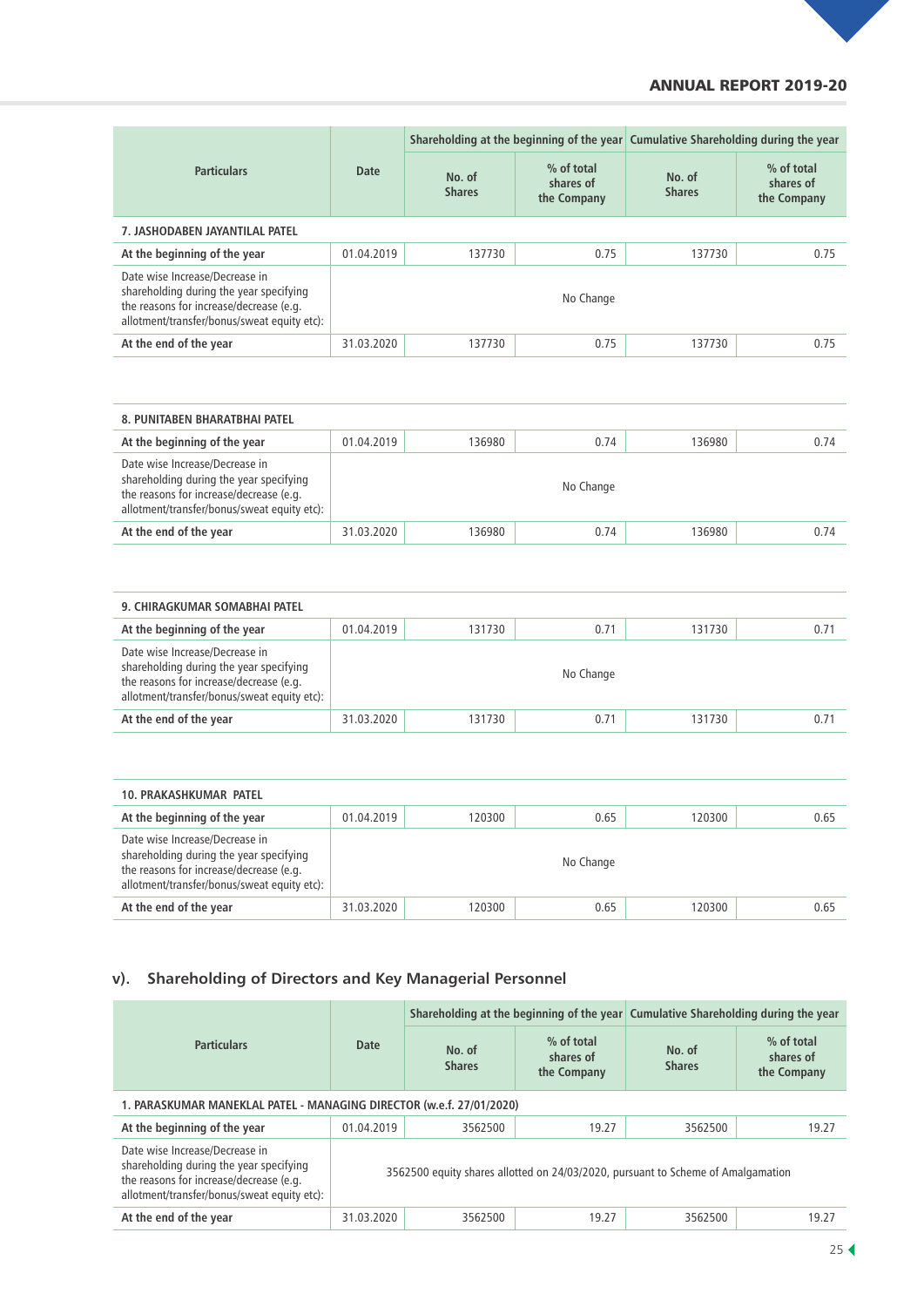| Particulars | Date | Shareholding at the beginning of the year | | Cumulative Shareholding during the year | |
|---|---|---|---|---|---|
| | | No. of Shares | % of total shares of the Company | No. of Shares | % of total shares of the Company |
| **7. JASHODABEN JAYANTILAL PATEL** | | | | | |
| **At the beginning of the year** | 01.04.2019 | 137730 | 0.75 | 137730 | 0.75 |
| Date wise Increase/Decrease in shareholding during the year specifying the reasons for increase/decrease (e.g. allotment/transfer/bonus/sweat equity etc): | No Change | | | | |
| **At the end of the year** | 31.03.2020 | 137730 | 0.75 | 137730 | 0.75 |
| **8. PUNITABEN BHARATBHAI PATEL** | | | | | |
| **At the beginning of the year** | 01.04.2019 | 136980 | 0.74 | 136980 | 0.74 |
| Date wise Increase/Decrease in shareholding during the year specifying the reasons for increase/decrease (e.g. allotment/transfer/bonus/sweat equity etc): | No Change | | | | |
| **At the end of the year** | 31.03.2020 | 136980 | 0.74 | 136980 | 0.74 |
| **9. CHIRAGKUMAR SOMABHAI PATEL** | | | | | |
| **At the beginning of the year** | 01.04.2019 | 131730 | 0.71 | 131730 | 0.71 |
| Date wise Increase/Decrease in shareholding during the year specifying the reasons for increase/decrease (e.g. allotment/transfer/bonus/sweat equity etc): | No Change | | | | |
| **At the end of the year** | 31.03.2020 | 131730 | 0.71 | 131730 | 0.71 |
| **10. PRAKASHKUMAR PATEL** | | | | | |
| **At the beginning of the year** | 01.04.2019 | 120300 | 0.65 | 120300 | 0.65 |
| Date wise Increase/Decrease in shareholding during the year specifying the reasons for increase/decrease (e.g. allotment/transfer/bonus/sweat equity etc): | No Change | | | | |
| **At the end of the year** | 31.03.2020 | 120300 | 0.65 | 120300 | 0.65 |

## v). Shareholding of Directors and Key Managerial Personnel

| Particulars | Date | Shareholding at the beginning of the year | | Cumulative Shareholding during the year | |
|---|---|---|---|---|---|
| | | No. of Shares | % of total shares of the Company | No. of Shares | % of total shares of the Company |
| **1. PARASKUMAR MANEKLAL PATEL - MANAGING DIRECTOR (w.e.f. 27/01/2020)** | | | | | |
| **At the beginning of the year** | 01.04.2019 | 3562500 | 19.27 | 3562500 | 19.27 |
| Date wise Increase/Decrease in shareholding during the year specifying the reasons for increase/decrease (e.g. allotment/transfer/bonus/sweat equity etc): | 3562500 equity shares allotted on 24/03/2020, pursuant to Scheme of Amalgamation | | | | |
| **At the end of the year** | 31.03.2020 | 3562500 | 19.27 | 3562500 | 19.27 |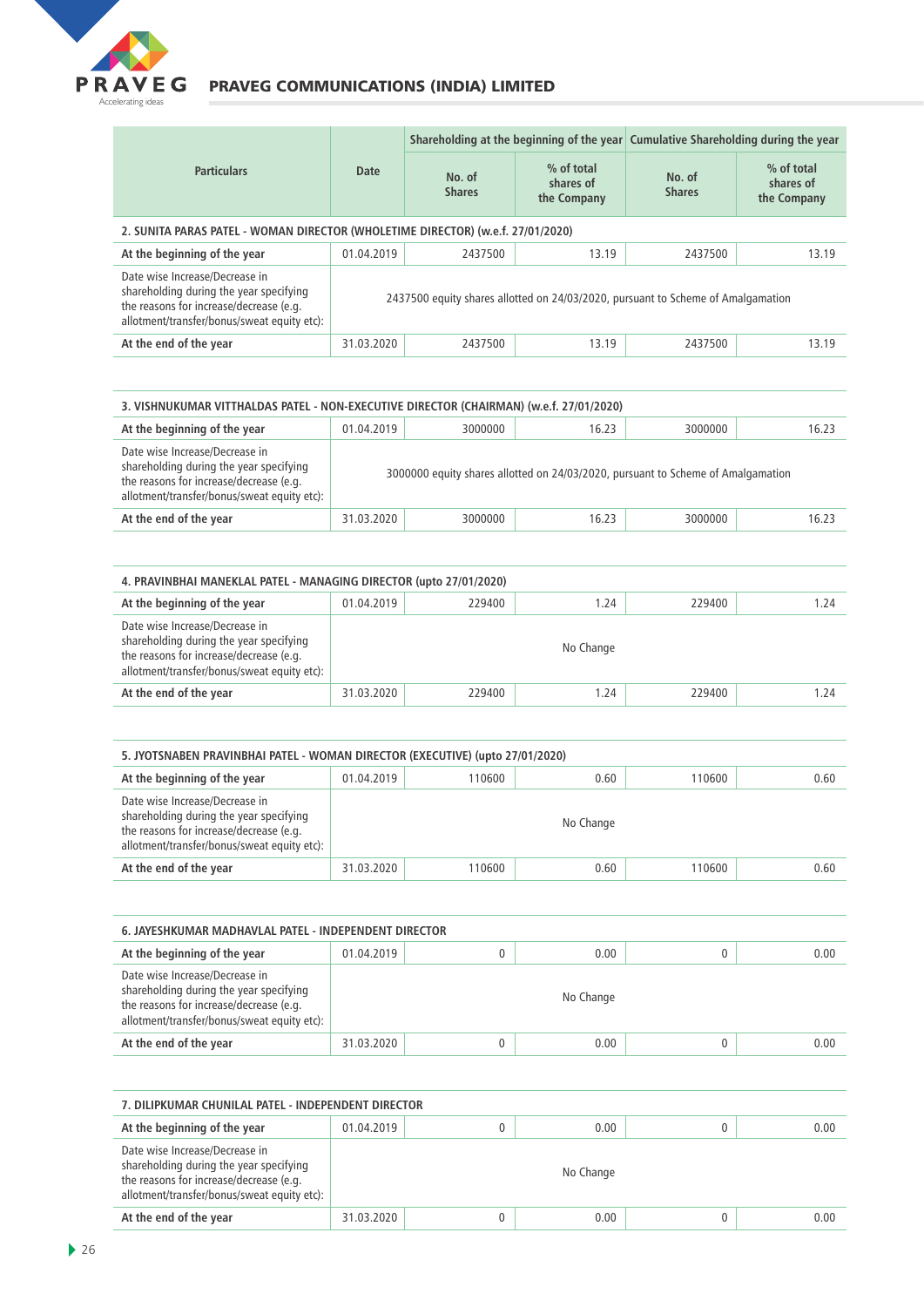| Particulars | Date | Shareholding at the beginning of the year | | Cumulative Shareholding during the year | |
|---|---|---|---|---|---|
| | | No. of Shares | % of total shares of the Company | No. of Shares | % of total shares of the Company |
| **2. SUNITA PARAS PATEL - WOMAN DIRECTOR (WHOLETIME DIRECTOR) (w.e.f. 27/01/2020)** | | | | | |
| **At the beginning of the year** | 01.04.2019 | 2437500 | 13.19 | 2437500 | 13.19 |
| Date wise Increase/Decrease in shareholding during the year specifying the reasons for increase/decrease (e.g. allotment/transfer/bonus/sweat equity etc): | 2437500 equity shares allotted on 24/03/2020, pursuant to Scheme of Amalgamation | | | | |
| **At the end of the year** | 31.03.2020 | 2437500 | 13.19 | 2437500 | 13.19 |
| **3. VISHNUKUMAR VITTHALDAS PATEL - NON-EXECUTIVE DIRECTOR (CHAIRMAN) (w.e.f. 27/01/2020)** | | | | | |
| **At the beginning of the year** | 01.04.2019 | 3000000 | 16.23 | 3000000 | 16.23 |
| Date wise Increase/Decrease in shareholding during the year specifying the reasons for increase/decrease (e.g. allotment/transfer/bonus/sweat equity etc): | 3000000 equity shares allotted on 24/03/2020, pursuant to Scheme of Amalgamation | | | | |
| **At the end of the year** | 31.03.2020 | 3000000 | 16.23 | 3000000 | 16.23 |
| **4. PRAVINBHAI MANEKLAL PATEL - MANAGING DIRECTOR (upto 27/01/2020)** | | | | | |
| **At the beginning of the year** | 01.04.2019 | 229400 | 1.24 | 229400 | 1.24 |
| Date wise Increase/Decrease in shareholding during the year specifying the reasons for increase/decrease (e.g. allotment/transfer/bonus/sweat equity etc): | No Change | | | | |
| **At the end of the year** | 31.03.2020 | 229400 | 1.24 | 229400 | 1.24 |
| **5. JYOTSNABEN PRAVINBHAI PATEL - WOMAN DIRECTOR (EXECUTIVE) (upto 27/01/2020)** | | | | | |
| **At the beginning of the year** | 01.04.2019 | 110600 | 0.60 | 110600 | 0.60 |
| Date wise Increase/Decrease in shareholding during the year specifying the reasons for increase/decrease (e.g. allotment/transfer/bonus/sweat equity etc): | No Change | | | | |
| **At the end of the year** | 31.03.2020 | 110600 | 0.60 | 110600 | 0.60 |
| **6. JAYESHKUMAR MADHAVLAL PATEL - INDEPENDENT DIRECTOR** | | | | | |
| **At the beginning of the year** | 01.04.2019 | 0 | 0.00 | 0 | 0.00 |
| Date wise Increase/Decrease in shareholding during the year specifying the reasons for increase/decrease (e.g. allotment/transfer/bonus/sweat equity etc): | No Change | | | | |
| **At the end of the year** | 31.03.2020 | 0 | 0.00 | 0 | 0.00 |
| **7. DILIPKUMAR CHUNILAL PATEL - INDEPENDENT DIRECTOR** | | | | | |
| **At the beginning of the year** | 01.04.2019 | 0 | 0.00 | 0 | 0.00 |
| Date wise Increase/Decrease in shareholding during the year specifying the reasons for increase/decrease (e.g. allotment/transfer/bonus/sweat equity etc): | No Change | | | | |
| **At the end of the year** | 31.03.2020 | 0 | 0.00 | 0 | 0.00 |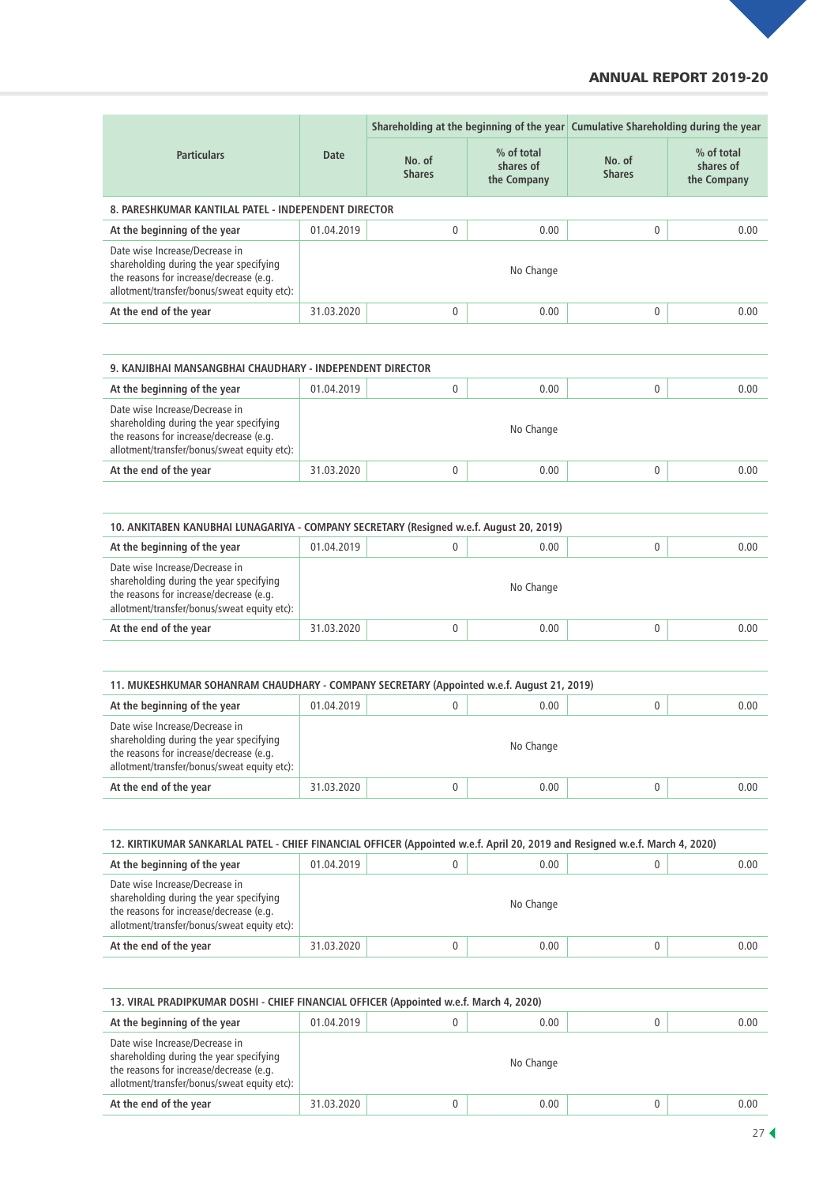| Particulars | Date | Shareholding at the beginning of the year | | Cumulative Shareholding during the year | |
|---|---|---|---|---|---|
| | | No. of Shares | % of total shares of the Company | No. of Shares | % of total shares of the Company |
| **8. PARESHKUMAR KANTILAL PATEL - INDEPENDENT DIRECTOR** | | | | | |
| **At the beginning of the year** | 01.04.2019 | 0 | 0.00 | 0 | 0.00 |
| Date wise Increase/Decrease in shareholding during the year specifying the reasons for increase/decrease (e.g. allotment/transfer/bonus/sweat equity etc): | No Change | | | | |
| **At the end of the year** | 31.03.2020 | 0 | 0.00 | 0 | 0.00 |
| **9. KANJIBHAI MANSANGBHAI CHAUDHARY - INDEPENDENT DIRECTOR** | | | | | |
| **At the beginning of the year** | 01.04.2019 | 0 | 0.00 | 0 | 0.00 |
| Date wise Increase/Decrease in shareholding during the year specifying the reasons for increase/decrease (e.g. allotment/transfer/bonus/sweat equity etc): | No Change | | | | |
| **At the end of the year** | 31.03.2020 | 0 | 0.00 | 0 | 0.00 |
| **10. ANKITABEN KANUBHAI LUNAGARIYA - COMPANY SECRETARY (Resigned w.e.f. August 20, 2019)** | | | | | |
| **At the beginning of the year** | 01.04.2019 | 0 | 0.00 | 0 | 0.00 |
| Date wise Increase/Decrease in shareholding during the year specifying the reasons for increase/decrease (e.g. allotment/transfer/bonus/sweat equity etc): | No Change | | | | |
| **At the end of the year** | 31.03.2020 | 0 | 0.00 | 0 | 0.00 |
| **11. MUKESHKUMAR SOHANRAM CHAUDHARY - COMPANY SECRETARY (Appointed w.e.f. August 21, 2019)** | | | | | |
| **At the beginning of the year** | 01.04.2019 | 0 | 0.00 | 0 | 0.00 |
| Date wise Increase/Decrease in shareholding during the year specifying the reasons for increase/decrease (e.g. allotment/transfer/bonus/sweat equity etc): | No Change | | | | |
| **At the end of the year** | 31.03.2020 | 0 | 0.00 | 0 | 0.00 |
| **12. KIRTIKUMAR SANKARLAL PATEL - CHIEF FINANCIAL OFFICER (Appointed w.e.f. April 20, 2019 and Resigned w.e.f. March 4, 2020)** | | | | | |
| **At the beginning of the year** | 01.04.2019 | 0 | 0.00 | 0 | 0.00 |
| Date wise Increase/Decrease in shareholding during the year specifying the reasons for increase/decrease (e.g. allotment/transfer/bonus/sweat equity etc): | No Change | | | | |
| **At the end of the year** | 31.03.2020 | 0 | 0.00 | 0 | 0.00 |
| **13. VIRAL PRADIPKUMAR DOSHI - CHIEF FINANCIAL OFFICER (Appointed w.e.f. March 4, 2020)** | | | | | |
| **At the beginning of the year** | 01.04.2019 | 0 | 0.00 | 0 | 0.00 |
| Date wise Increase/Decrease in shareholding during the year specifying the reasons for increase/decrease (e.g. allotment/transfer/bonus/sweat equity etc): | No Change | | | | |
| **At the end of the year** | 31.03.2020 | 0 | 0.00 | 0 | 0.00 |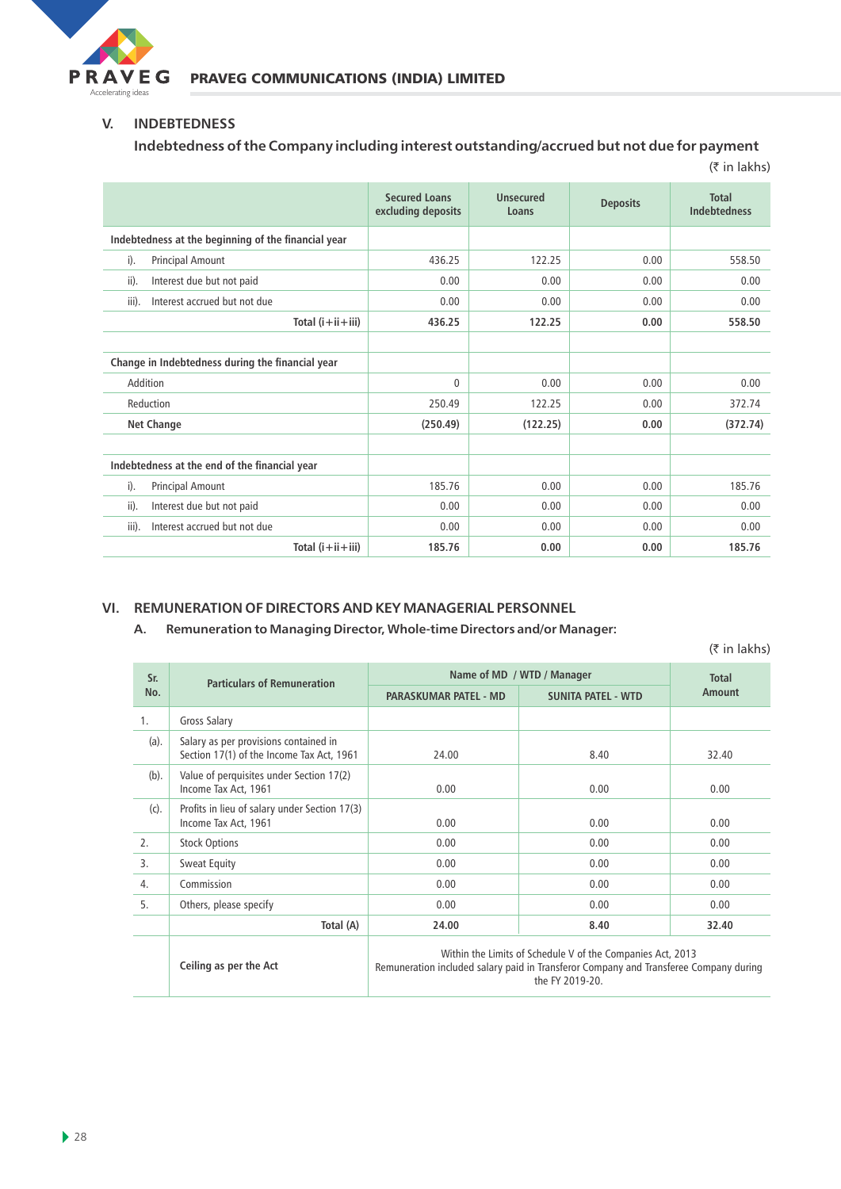## V. INDEBTEDNESS

### Indebtedness of the Company including interest outstanding/accrued but not due for payment

(₹ in lakhs)

| | Secured Loans excluding deposits | Unsecured Loans | Deposits | Total Indebtedness |
|---|---|---|---|---|
| **Indebtedness at the beginning of the financial year** | | | | |
| i). Principal Amount | 436.25 | 122.25 | 0.00 | 558.50 |
| ii). Interest due but not paid | 0.00 | 0.00 | 0.00 | 0.00 |
| iii). Interest accrued but not due | 0.00 | 0.00 | 0.00 | 0.00 |
| **Total (i+ii+iii)** | **436.25** | **122.25** | **0.00** | **558.50** |
| | | | | |
| **Change in Indebtedness during the financial year** | | | | |
| Addition | 0 | 0.00 | 0.00 | 0.00 |
| Reduction | 250.49 | 122.25 | 0.00 | 372.74 |
| **Net Change** | **(250.49)** | **(122.25)** | **0.00** | **(372.74)** |
| | | | | |
| **Indebtedness at the end of the financial year** | | | | |
| i). Principal Amount | 185.76 | 0.00 | 0.00 | 185.76 |
| ii). Interest due but not paid | 0.00 | 0.00 | 0.00 | 0.00 |
| iii). Interest accrued but not due | 0.00 | 0.00 | 0.00 | 0.00 |
| **Total (i+ii+iii)** | **185.76** | **0.00** | **0.00** | **185.76** |

## VI. REMUNERATION OF DIRECTORS AND KEY MANAGERIAL PERSONNEL

### A. Remuneration to Managing Director, Whole-time Directors and/or Manager:

(₹ in lakhs)

| Sr. No. | Particulars of Remuneration | Name of MD / WTD / Manager | | Total Amount |
|---|---|---|---|---|
| | | PARASKUMAR PATEL - MD | SUNITA PATEL - WTD | |
| 1. | Gross Salary | | | |
| (a). | Salary as per provisions contained in Section 17(1) of the Income Tax Act, 1961 | 24.00 | 8.40 | 32.40 |
| (b). | Value of perquisites under Section 17(2) Income Tax Act, 1961 | 0.00 | 0.00 | 0.00 |
| (c). | Profits in lieu of salary under Section 17(3) Income Tax Act, 1961 | 0.00 | 0.00 | 0.00 |
| 2. | Stock Options | 0.00 | 0.00 | 0.00 |
| 3. | Sweat Equity | 0.00 | 0.00 | 0.00 |
| 4. | Commission | 0.00 | 0.00 | 0.00 |
| 5. | Others, please specify | 0.00 | 0.00 | 0.00 |
| | **Total (A)** | **24.00** | **8.40** | **32.40** |
| | **Ceiling as per the Act** | Within the Limits of Schedule V of the Companies Act, 2013 Remuneration included salary paid in Transferor Company and Transferee Company during the FY 2019-20. | | |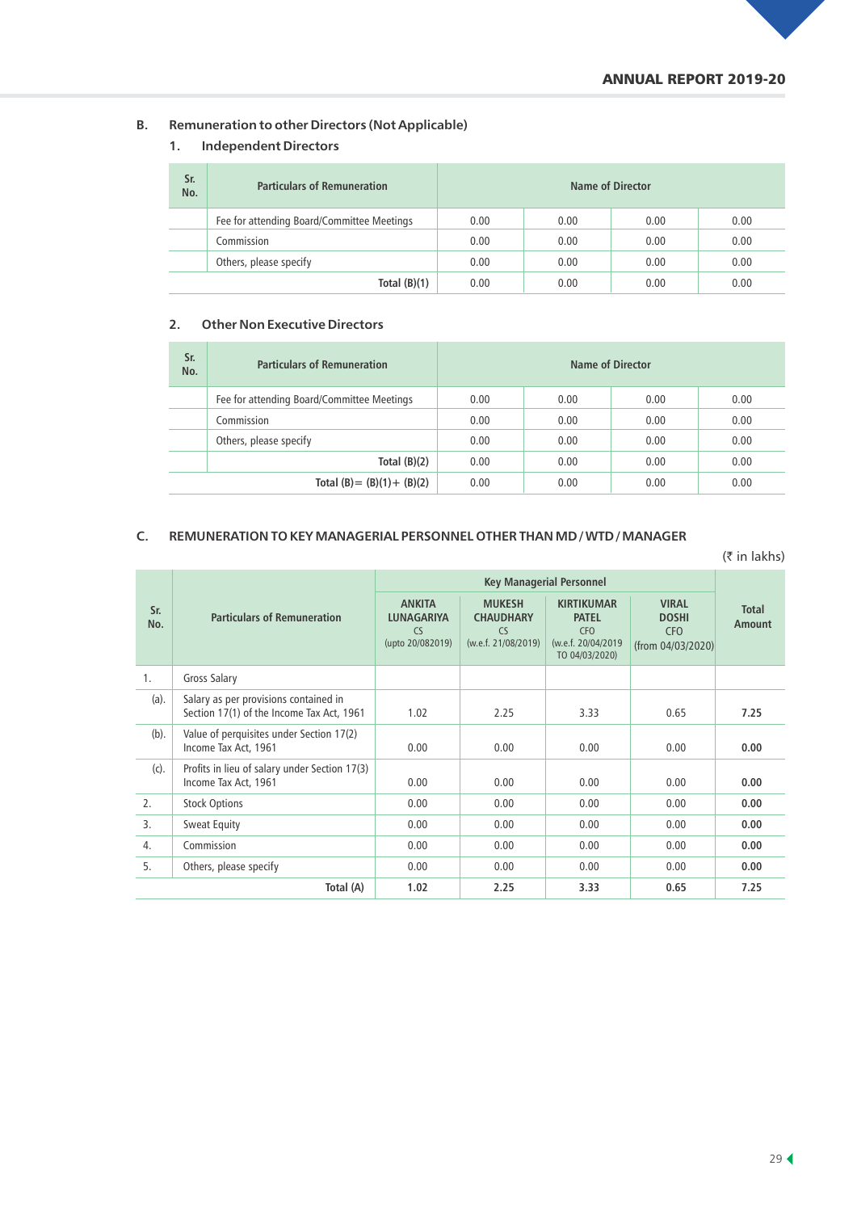### B. Remuneration to other Directors (Not Applicable)

#### 1. Independent Directors

| Sr. No. | Particulars of Remuneration | Name of Director | | | |
|---|---|---|---|---|---|
| | Fee for attending Board/Committee Meetings | 0.00 | 0.00 | 0.00 | 0.00 |
| | Commission | 0.00 | 0.00 | 0.00 | 0.00 |
| | Others, please specify | 0.00 | 0.00 | 0.00 | 0.00 |
| | **Total (B)(1)** | 0.00 | 0.00 | 0.00 | 0.00 |

#### 2. Other Non Executive Directors

| Sr. No. | Particulars of Remuneration | Name of Director | | | |
|---|---|---|---|---|---|
| | Fee for attending Board/Committee Meetings | 0.00 | 0.00 | 0.00 | 0.00 |
| | Commission | 0.00 | 0.00 | 0.00 | 0.00 |
| | Others, please specify | 0.00 | 0.00 | 0.00 | 0.00 |
| | **Total (B)(2)** | 0.00 | 0.00 | 0.00 | 0.00 |
| | **Total (B)= (B)(1)+ (B)(2)** | 0.00 | 0.00 | 0.00 | 0.00 |

### C. REMUNERATION TO KEY MANAGERIAL PERSONNEL OTHER THAN MD / WTD / MANAGER

(₹ in lakhs)

| Sr. No. | Particulars of Remuneration | Key Managerial Personnel | | | | Total Amount |
|---|---|---|---|---|---|---|
| | | **ANKITA LUNAGARIYA** CS (upto 20/082019) | **MUKESH CHAUDHARY** CS (w.e.f. 21/08/2019) | **KIRTIKUMAR PATEL** CFO (w.e.f. 20/04/2019 TO 04/03/2020) | **VIRAL DOSHI** CFO (from 04/03/2020) | |
| 1. | Gross Salary | | | | | |
| (a). | Salary as per provisions contained in Section 17(1) of the Income Tax Act, 1961 | 1.02 | 2.25 | 3.33 | 0.65 | **7.25** |
| (b). | Value of perquisites under Section 17(2) Income Tax Act, 1961 | 0.00 | 0.00 | 0.00 | 0.00 | **0.00** |
| (c). | Profits in lieu of salary under Section 17(3) Income Tax Act, 1961 | 0.00 | 0.00 | 0.00 | 0.00 | **0.00** |
| 2. | Stock Options | 0.00 | 0.00 | 0.00 | 0.00 | **0.00** |
| 3. | Sweat Equity | 0.00 | 0.00 | 0.00 | 0.00 | **0.00** |
| 4. | Commission | 0.00 | 0.00 | 0.00 | 0.00 | **0.00** |
| 5. | Others, please specify | 0.00 | 0.00 | 0.00 | 0.00 | **0.00** |
| | **Total (A)** | **1.02** | **2.25** | **3.33** | **0.65** | **7.25** |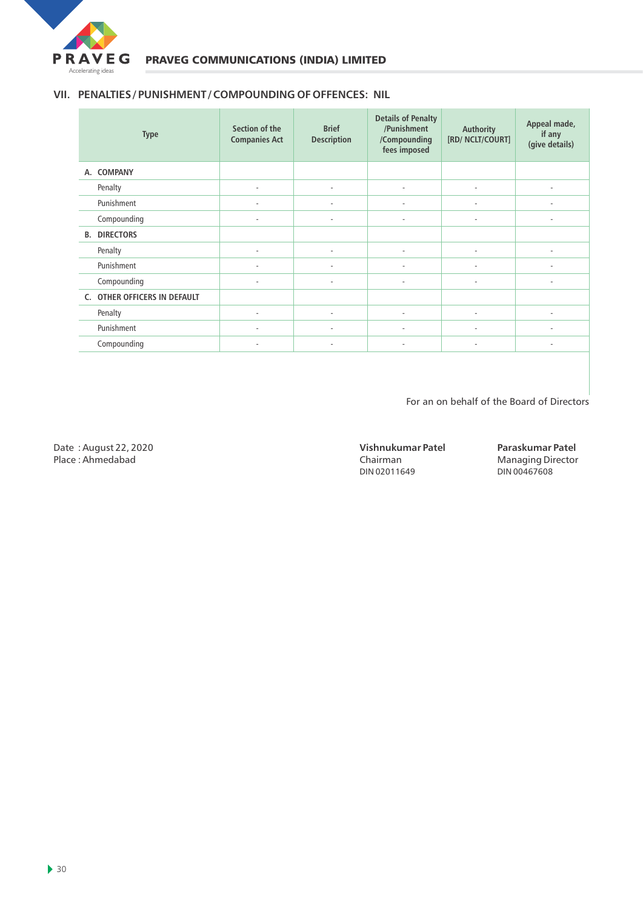## VII. PENALTIES / PUNISHMENT / COMPOUNDING OF OFFENCES: NIL

| Type | Section of the Companies Act | Brief Description | Details of Penalty /Punishment /Compounding fees imposed | Authority [RD/ NCLT/COURT] | Appeal made, if any (give details) |
|---|---|---|---|---|---|
| **A. COMPANY** | | | | | |
| Penalty | - | - | - | - | - |
| Punishment | - | - | - | - | - |
| Compounding | - | - | - | - | - |
| **B. DIRECTORS** | | | | | |
| Penalty | - | - | - | - | - |
| Punishment | - | - | - | - | - |
| Compounding | - | - | - | - | - |
| **C. OTHER OFFICERS IN DEFAULT** | | | | | |
| Penalty | - | - | - | - | - |
| Punishment | - | - | - | - | - |
| Compounding | - | - | - | - | - |

For an on behalf of the Board of Directors

Date : August 22, 2020
Place : Ahmedabad

**Vishnukumar Patel**
Chairman
DIN 02011649

**Paraskumar Patel**
Managing Director
DIN 00467608